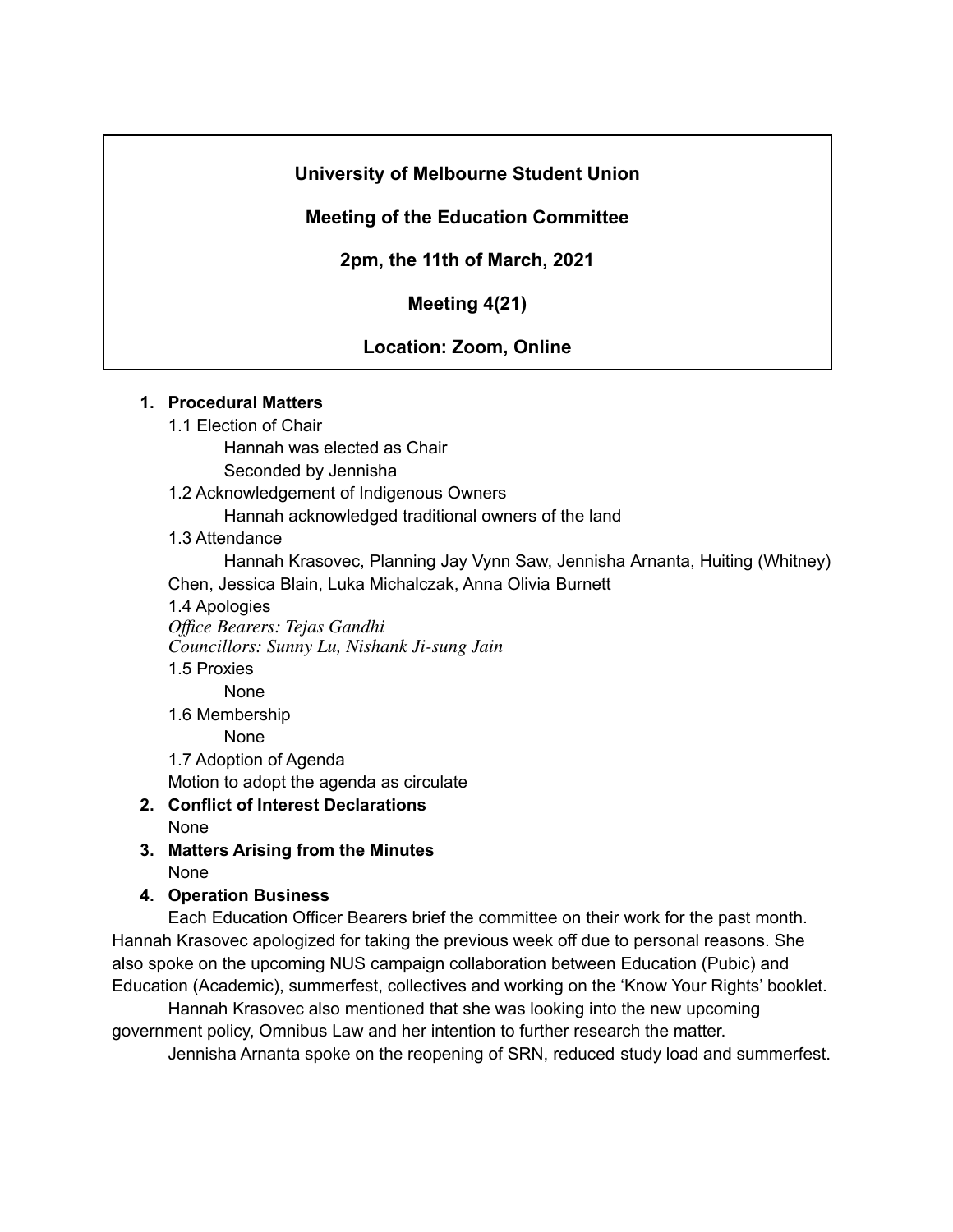**University of Melbourne Student Union**

**Meeting of the Education Committee**

**2pm, the 11th of March, 2021**

**Meeting 4(21)**

**Location: Zoom, Online**

1. **Procedural Matters**

   1.1 Election of Chair

   Hannah was elected as Chair

   Seconded by Jennisha

   1.2 Acknowledgement of Indigenous Owners

   Hannah acknowledged traditional owners of the land

   1.3 Attendance

   Hannah Krasovec, Planning Jay Vynn Saw, Jennisha Arnanta, Huiting (Whitney) Chen, Jessica Blain, Luka Michalczak, Anna Olivia Burnett

   1.4 Apologies

   *Office Bearers: Tejas Gandhi*

   *Councillors: Sunny Lu, Nishank Ji-sung Jain*

   1.5 Proxies

   None

   1.6 Membership

   None

   1.7 Adoption of Agenda

   Motion to adopt the agenda as circulate

2. **Conflict of Interest Declarations**

   None

3. **Matters Arising from the Minutes**

   None

4. **Operation Business**

Each Education Officer Bearers brief the committee on their work for the past month. Hannah Krasovec apologized for taking the previous week off due to personal reasons. She also spoke on the upcoming NUS campaign collaboration between Education (Pubic) and Education (Academic), summerfest, collectives and working on the 'Know Your Rights' booklet.

Hannah Krasovec also mentioned that she was looking into the new upcoming government policy, Omnibus Law and her intention to further research the matter.

Jennisha Arnanta spoke on the reopening of SRN, reduced study load and summerfest.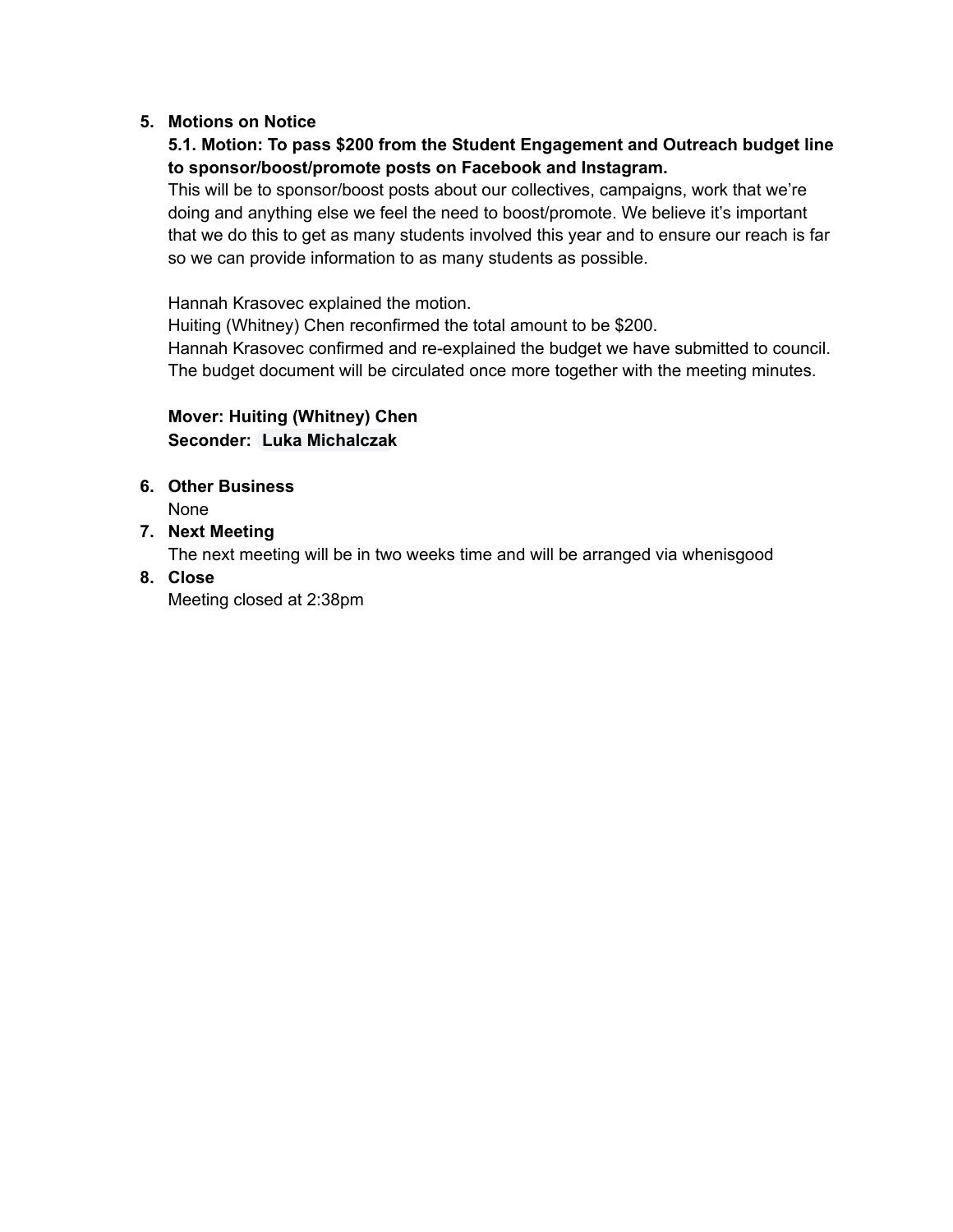5. **Motions on Notice**

   **5.1. Motion: To pass $200 from the Student Engagement and Outreach budget line to sponsor/boost/promote posts on Facebook and Instagram.**

   This will be to sponsor/boost posts about our collectives, campaigns, work that we're doing and anything else we feel the need to boost/promote. We believe it's important that we do this to get as many students involved this year and to ensure our reach is far so we can provide information to as many students as possible.

   Hannah Krasovec explained the motion.
   Huiting (Whitney) Chen reconfirmed the total amount to be $200.
   Hannah Krasovec confirmed and re-explained the budget we have submitted to council. The budget document will be circulated once more together with the meeting minutes.

   **Mover: Huiting (Whitney) Chen**
   **Seconder: Luka Michalczak**

6. **Other Business**
   None
7. **Next Meeting**
   The next meeting will be in two weeks time and will be arranged via whenisgood
8. **Close**
   Meeting closed at 2:38pm